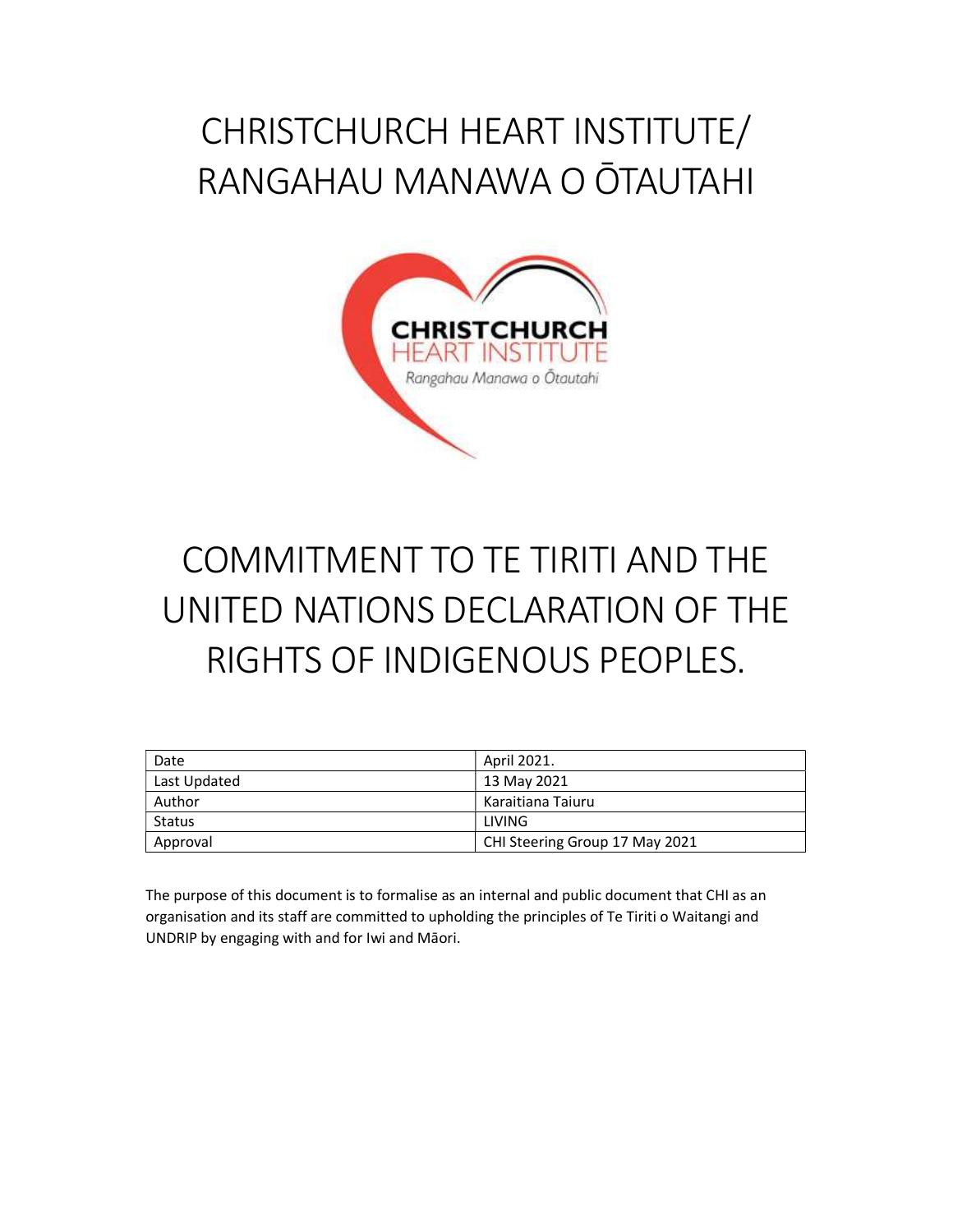# CHRISTCHURCH HEART INSTITUTE/ RANGAHAU MANAWA O ŌTAUTAHI

# COMMITMENT TO TE TIRITI AND THE UNITED NATIONS DECLARATION OF THE RIGHTS OF INDIGENOUS PEOPLES.

| Date | April 2021. |
|---|---|
| Last Updated | 13 May 2021 |
| Author | Karaitiana Taiuru |
| Status | LIVING |
| Approval | CHI Steering Group 17 May 2021 |

The purpose of this document is to formalise as an internal and public document that CHI as an organisation and its staff are committed to upholding the principles of Te Tiriti o Waitangi and UNDRIP by engaging with and for Iwi and Māori.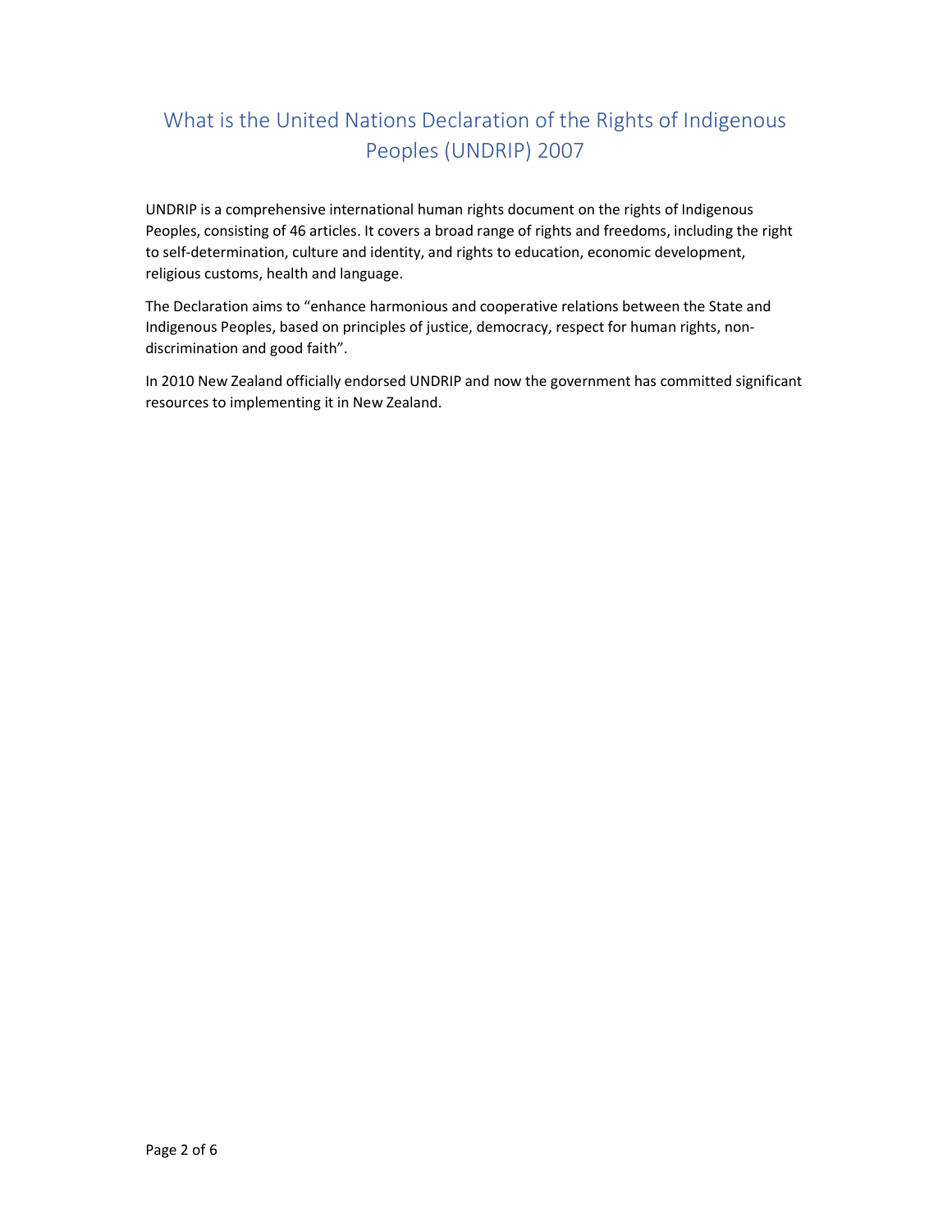# What is the United Nations Declaration of the Rights of Indigenous Peoples (UNDRIP) 2007

UNDRIP is a comprehensive international human rights document on the rights of Indigenous Peoples, consisting of 46 articles. It covers a broad range of rights and freedoms, including the right to self-determination, culture and identity, and rights to education, economic development, religious customs, health and language.

The Declaration aims to "enhance harmonious and cooperative relations between the State and Indigenous Peoples, based on principles of justice, democracy, respect for human rights, non-discrimination and good faith".

In 2010 New Zealand officially endorsed UNDRIP and now the government has committed significant resources to implementing it in New Zealand.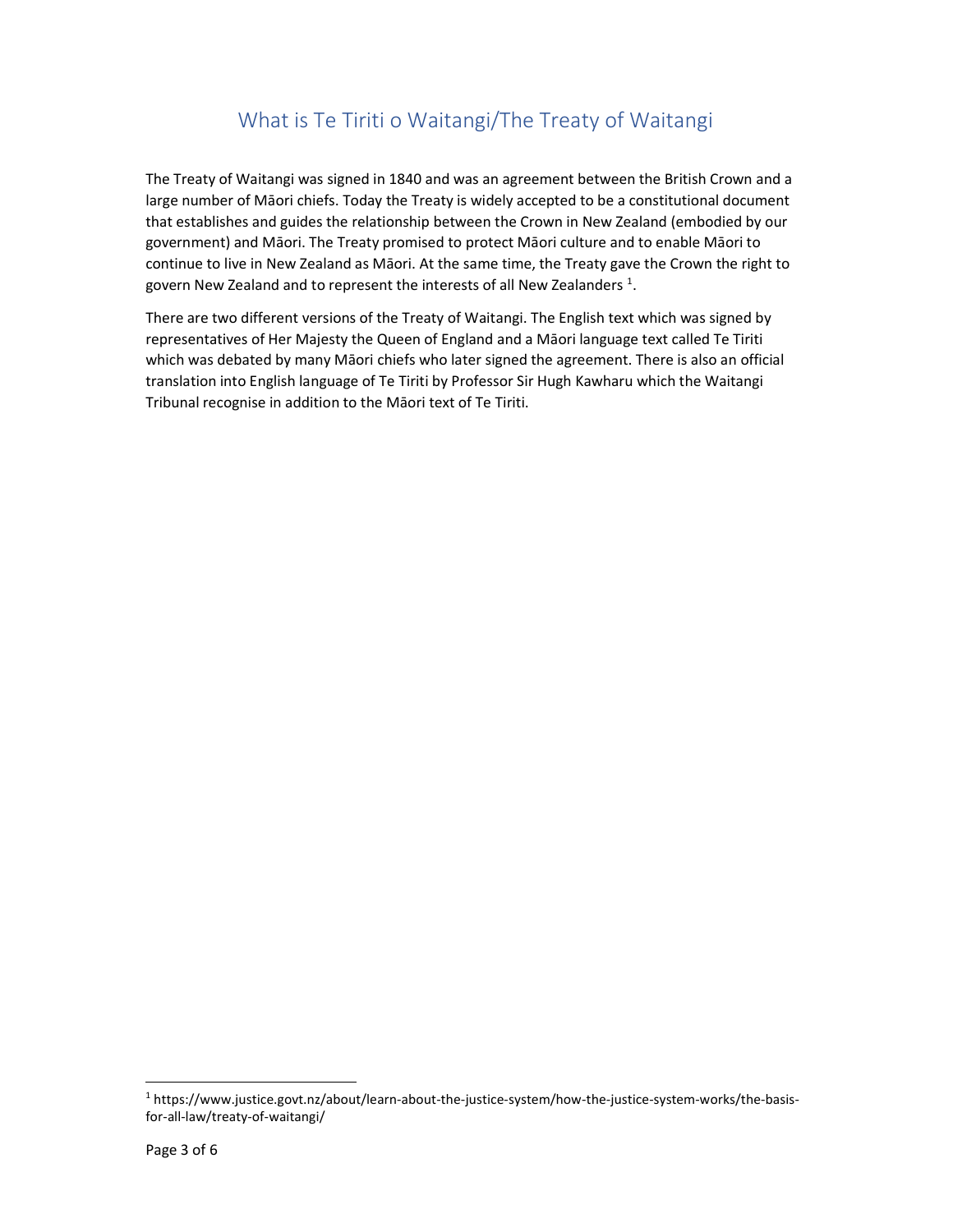## What is Te Tiriti o Waitangi/The Treaty of Waitangi

The Treaty of Waitangi was signed in 1840 and was an agreement between the British Crown and a large number of Māori chiefs. Today the Treaty is widely accepted to be a constitutional document that establishes and guides the relationship between the Crown in New Zealand (embodied by our government) and Māori. The Treaty promised to protect Māori culture and to enable Māori to continue to live in New Zealand as Māori. At the same time, the Treaty gave the Crown the right to govern New Zealand and to represent the interests of all New Zealanders [1].

There are two different versions of the Treaty of Waitangi. The English text which was signed by representatives of Her Majesty the Queen of England and a Māori language text called Te Tiriti which was debated by many Māori chiefs who later signed the agreement. There is also an official translation into English language of Te Tiriti by Professor Sir Hugh Kawharu which the Waitangi Tribunal recognise in addition to the Māori text of Te Tiriti.

---

[1] https://www.justice.govt.nz/about/learn-about-the-justice-system/how-the-justice-system-works/the-basis-for-all-law/treaty-of-waitangi/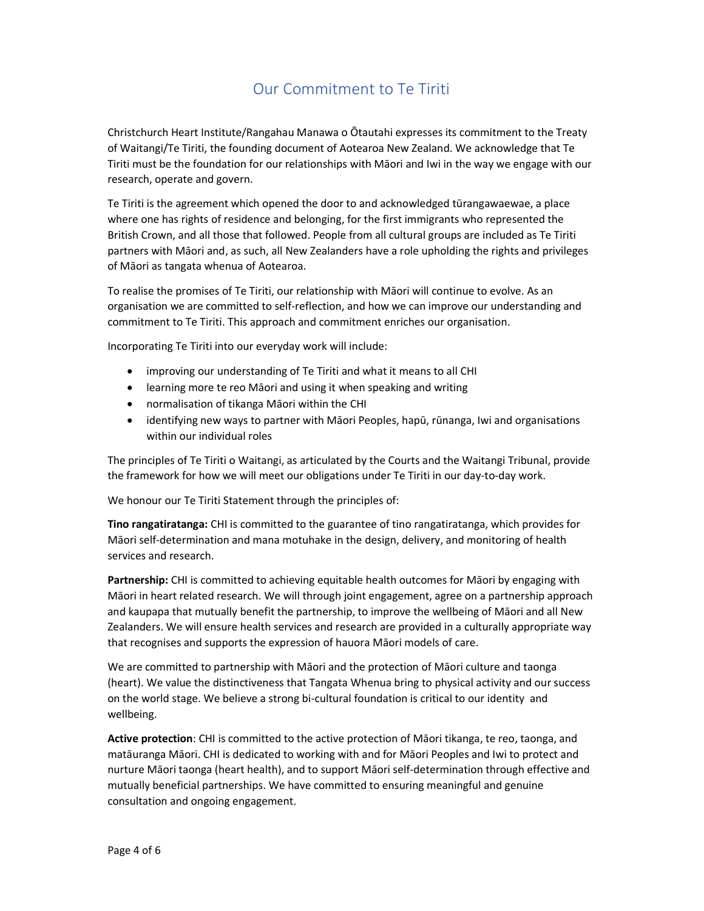# Our Commitment to Te Tiriti

Christchurch Heart Institute/Rangahau Manawa o Ōtautahi expresses its commitment to the Treaty of Waitangi/Te Tiriti, the founding document of Aotearoa New Zealand. We acknowledge that Te Tiriti must be the foundation for our relationships with Māori and Iwi in the way we engage with our research, operate and govern.

Te Tiriti is the agreement which opened the door to and acknowledged tūrangawaewae, a place where one has rights of residence and belonging, for the first immigrants who represented the British Crown, and all those that followed. People from all cultural groups are included as Te Tiriti partners with Māori and, as such, all New Zealanders have a role upholding the rights and privileges of Māori as tangata whenua of Aotearoa.

To realise the promises of Te Tiriti, our relationship with Māori will continue to evolve. As an organisation we are committed to self-reflection, and how we can improve our understanding and commitment to Te Tiriti. This approach and commitment enriches our organisation.

Incorporating Te Tiriti into our everyday work will include:

- improving our understanding of Te Tiriti and what it means to all CHI
- learning more te reo Māori and using it when speaking and writing
- normalisation of tikanga Māori within the CHI
- identifying new ways to partner with Māori Peoples, hapū, rūnanga, Iwi and organisations within our individual roles

The principles of Te Tiriti o Waitangi, as articulated by the Courts and the Waitangi Tribunal, provide the framework for how we will meet our obligations under Te Tiriti in our day-to-day work.

We honour our Te Tiriti Statement through the principles of:

**Tino rangatiratanga:** CHI is committed to the guarantee of tino rangatiratanga, which provides for Māori self-determination and mana motuhake in the design, delivery, and monitoring of health services and research.

**Partnership:** CHI is committed to achieving equitable health outcomes for Māori by engaging with Māori in heart related research. We will through joint engagement, agree on a partnership approach and kaupapa that mutually benefit the partnership, to improve the wellbeing of Māori and all New Zealanders. We will ensure health services and research are provided in a culturally appropriate way that recognises and supports the expression of hauora Māori models of care.

We are committed to partnership with Māori and the protection of Māori culture and taonga (heart). We value the distinctiveness that Tangata Whenua bring to physical activity and our success on the world stage. We believe a strong bi-cultural foundation is critical to our identity and wellbeing.

**Active protection**: CHI is committed to the active protection of Māori tikanga, te reo, taonga, and matāuranga Māori. CHI is dedicated to working with and for Māori Peoples and Iwi to protect and nurture Māori taonga (heart health), and to support Māori self-determination through effective and mutually beneficial partnerships. We have committed to ensuring meaningful and genuine consultation and ongoing engagement.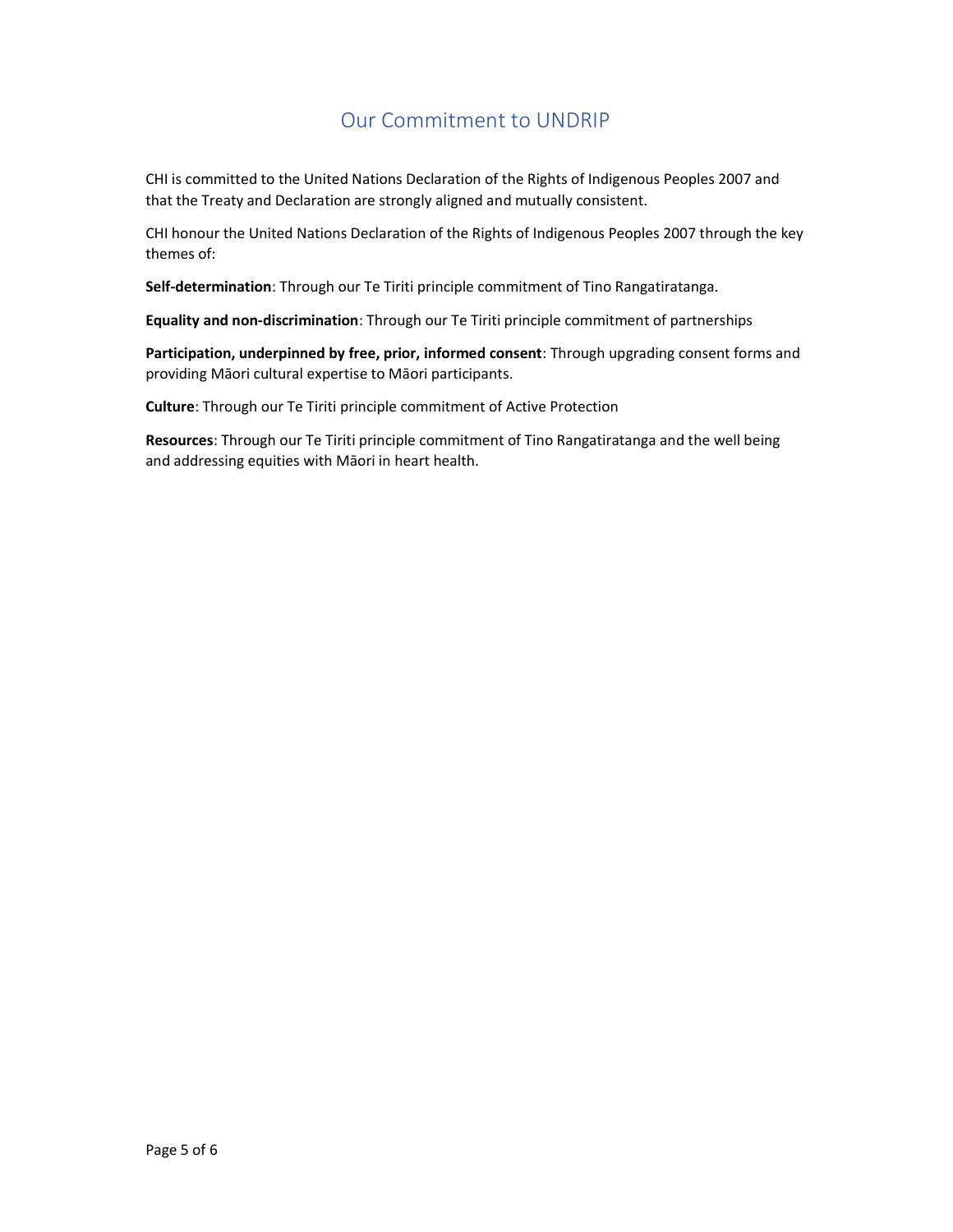## Our Commitment to UNDRIP

CHI is committed to the United Nations Declaration of the Rights of Indigenous Peoples 2007 and that the Treaty and Declaration are strongly aligned and mutually consistent.

CHI honour the United Nations Declaration of the Rights of Indigenous Peoples 2007 through the key themes of:

**Self-determination**: Through our Te Tiriti principle commitment of Tino Rangatiratanga.

**Equality and non-discrimination**: Through our Te Tiriti principle commitment of partnerships

**Participation, underpinned by free, prior, informed consent**: Through upgrading consent forms and providing Māori cultural expertise to Māori participants.

**Culture**: Through our Te Tiriti principle commitment of Active Protection

**Resources**: Through our Te Tiriti principle commitment of Tino Rangatiratanga and the well being and addressing equities with Māori in heart health.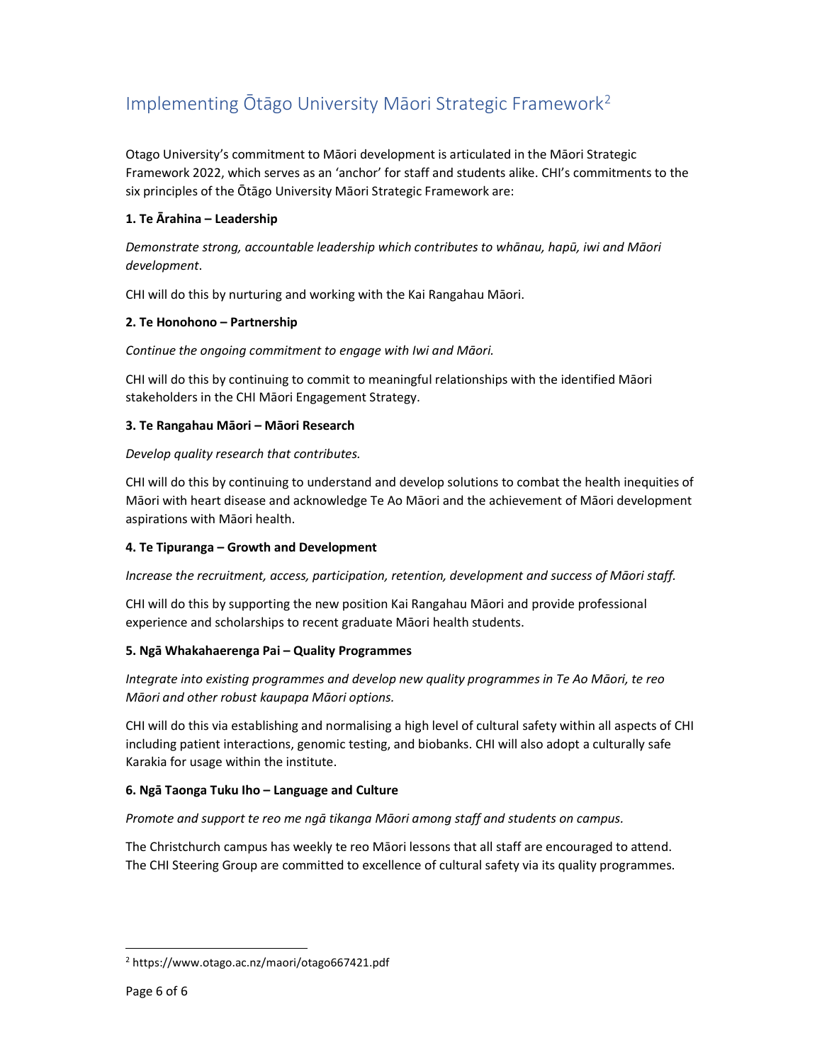## Implementing Ōtāgo University Māori Strategic Framework[2]

Otago University's commitment to Māori development is articulated in the Māori Strategic Framework 2022, which serves as an 'anchor' for staff and students alike. CHI's commitments to the six principles of the Ōtāgo University Māori Strategic Framework are:

**1. Te Ārahina – Leadership**

*Demonstrate strong, accountable leadership which contributes to whānau, hapū, iwi and Māori development.*

CHI will do this by nurturing and working with the Kai Rangahau Māori.

**2. Te Honohono – Partnership**

*Continue the ongoing commitment to engage with Iwi and Māori.*

CHI will do this by continuing to commit to meaningful relationships with the identified Māori stakeholders in the CHI Māori Engagement Strategy.

**3. Te Rangahau Māori – Māori Research**

*Develop quality research that contributes.*

CHI will do this by continuing to understand and develop solutions to combat the health inequities of Māori with heart disease and acknowledge Te Ao Māori and the achievement of Māori development aspirations with Māori health.

**4. Te Tipuranga – Growth and Development**

*Increase the recruitment, access, participation, retention, development and success of Māori staff.*

CHI will do this by supporting the new position Kai Rangahau Māori and provide professional experience and scholarships to recent graduate Māori health students.

**5. Ngā Whakahaerenga Pai – Quality Programmes**

*Integrate into existing programmes and develop new quality programmes in Te Ao Māori, te reo Māori and other robust kaupapa Māori options.*

CHI will do this via establishing and normalising a high level of cultural safety within all aspects of CHI including patient interactions, genomic testing, and biobanks. CHI will also adopt a culturally safe Karakia for usage within the institute.

**6. Ngā Taonga Tuku Iho – Language and Culture**

*Promote and support te reo me ngā tikanga Māori among staff and students on campus.*

The Christchurch campus has weekly te reo Māori lessons that all staff are encouraged to attend. The CHI Steering Group are committed to excellence of cultural safety via its quality programmes.

[2] https://www.otago.ac.nz/maori/otago667421.pdf